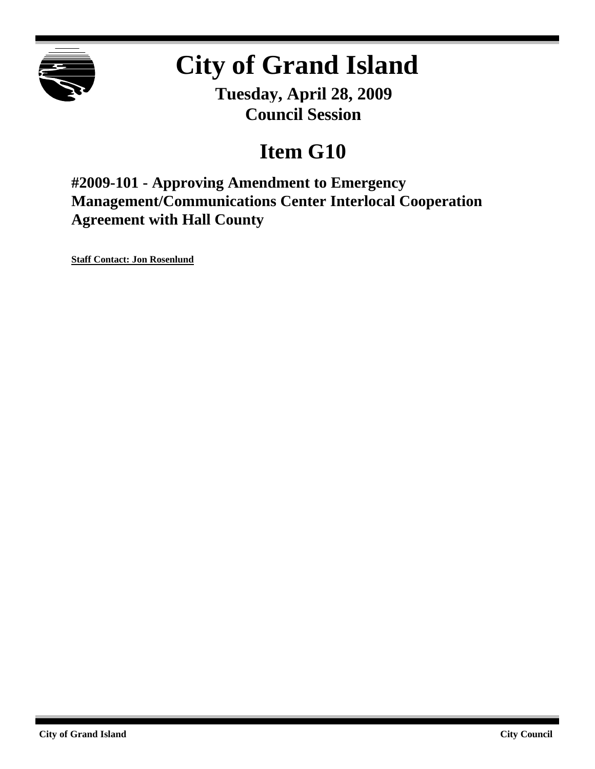# City of Grand Island

**Tuesday, April 28, 2009**
**Council Session**

## Item G10

### #2009-101 - Approving Amendment to Emergency Management/Communications Center Interlocal Cooperation Agreement with Hall County

**Staff Contact: Jon Rosenlund**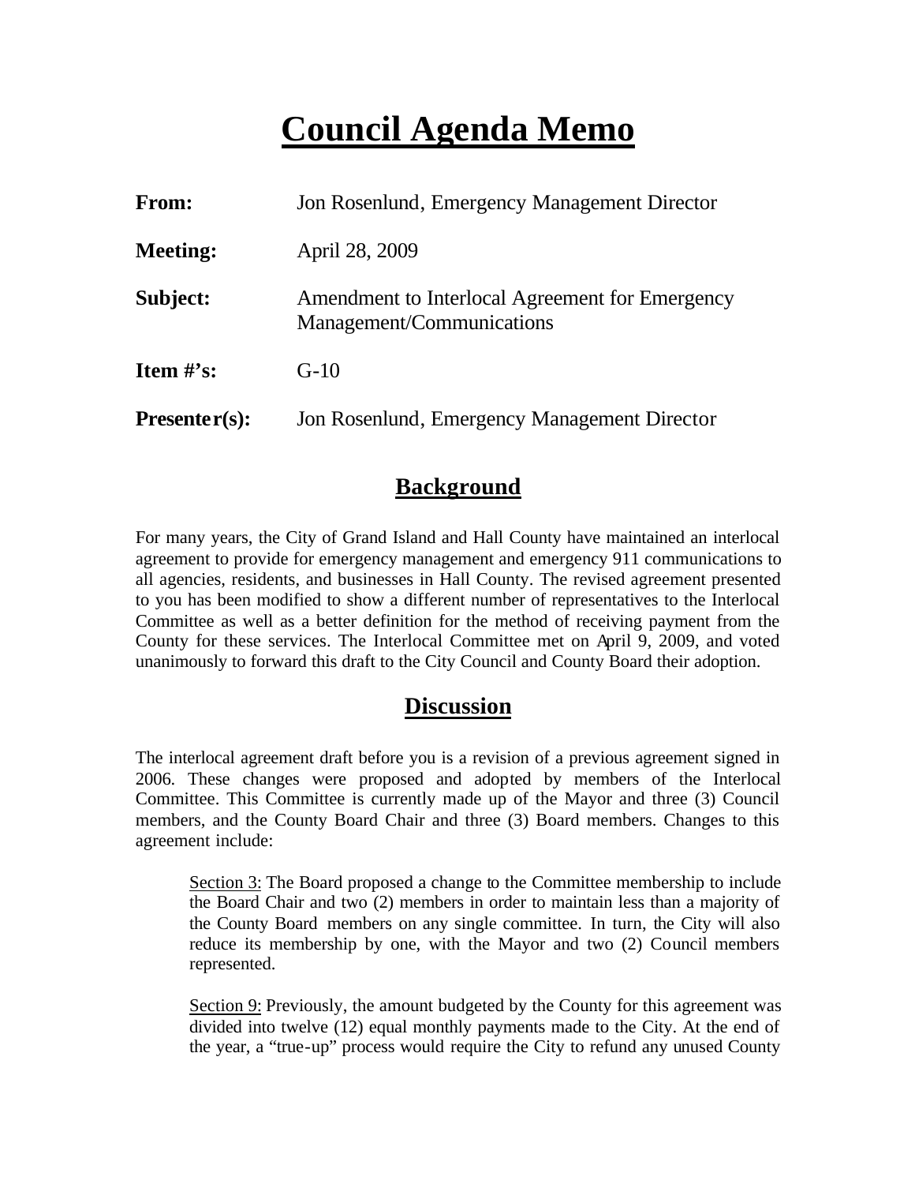# Council Agenda Memo

**From:** Jon Rosenlund, Emergency Management Director

**Meeting:** April 28, 2009

**Subject:** Amendment to Interlocal Agreement for Emergency Management/Communications

**Item #'s:** G-10

**Presenter(s):** Jon Rosenlund, Emergency Management Director

## Background

For many years, the City of Grand Island and Hall County have maintained an interlocal agreement to provide for emergency management and emergency 911 communications to all agencies, residents, and businesses in Hall County. The revised agreement presented to you has been modified to show a different number of representatives to the Interlocal Committee as well as a better definition for the method of receiving payment from the County for these services. The Interlocal Committee met on April 9, 2009, and voted unanimously to forward this draft to the City Council and County Board their adoption.

## Discussion

The interlocal agreement draft before you is a revision of a previous agreement signed in 2006. These changes were proposed and adopted by members of the Interlocal Committee. This Committee is currently made up of the Mayor and three (3) Council members, and the County Board Chair and three (3) Board members. Changes to this agreement include:

> Section 3: The Board proposed a change to the Committee membership to include the Board Chair and two (2) members in order to maintain less than a majority of the County Board members on any single committee. In turn, the City will also reduce its membership by one, with the Mayor and two (2) Council members represented.
>
> Section 9: Previously, the amount budgeted by the County for this agreement was divided into twelve (12) equal monthly payments made to the City. At the end of the year, a "true-up" process would require the City to refund any unused County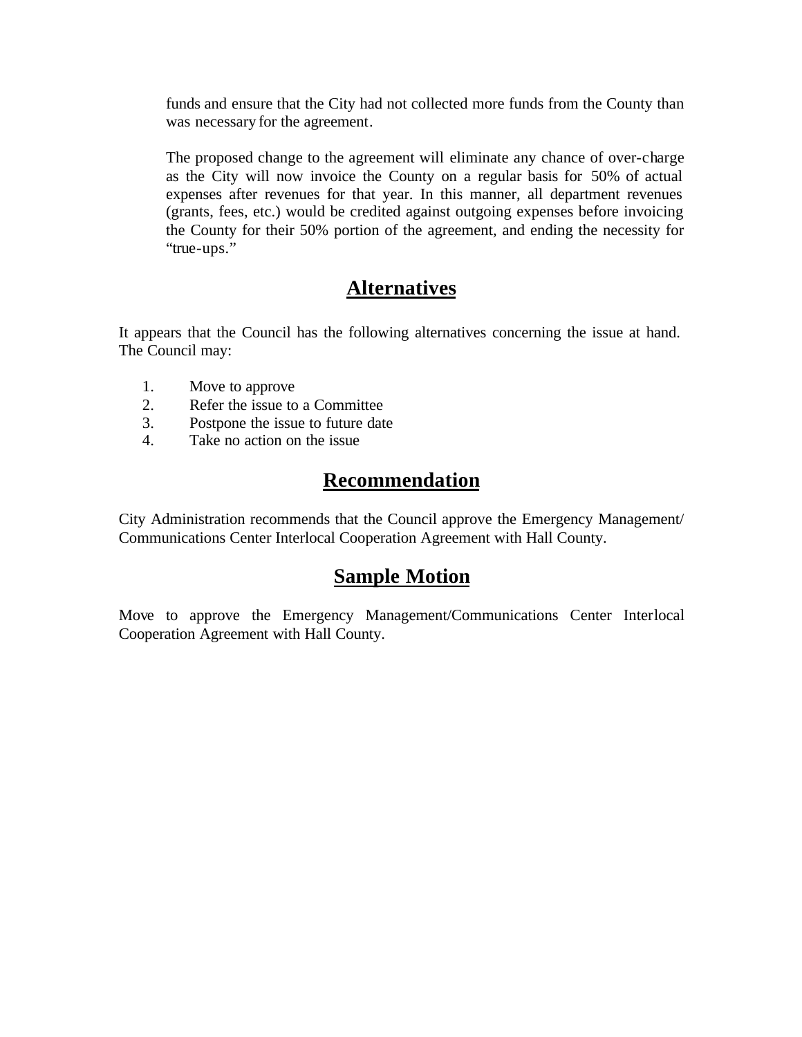funds and ensure that the City had not collected more funds from the County than was necessary for the agreement.

The proposed change to the agreement will eliminate any chance of over-charge as the City will now invoice the County on a regular basis for 50% of actual expenses after revenues for that year. In this manner, all department revenues (grants, fees, etc.) would be credited against outgoing expenses before invoicing the County for their 50% portion of the agreement, and ending the necessity for "true-ups."

## Alternatives

It appears that the Council has the following alternatives concerning the issue at hand. The Council may:

1. Move to approve
2. Refer the issue to a Committee
3. Postpone the issue to future date
4. Take no action on the issue

## Recommendation

City Administration recommends that the Council approve the Emergency Management/ Communications Center Interlocal Cooperation Agreement with Hall County.

## Sample Motion

Move to approve the Emergency Management/Communications Center Interlocal Cooperation Agreement with Hall County.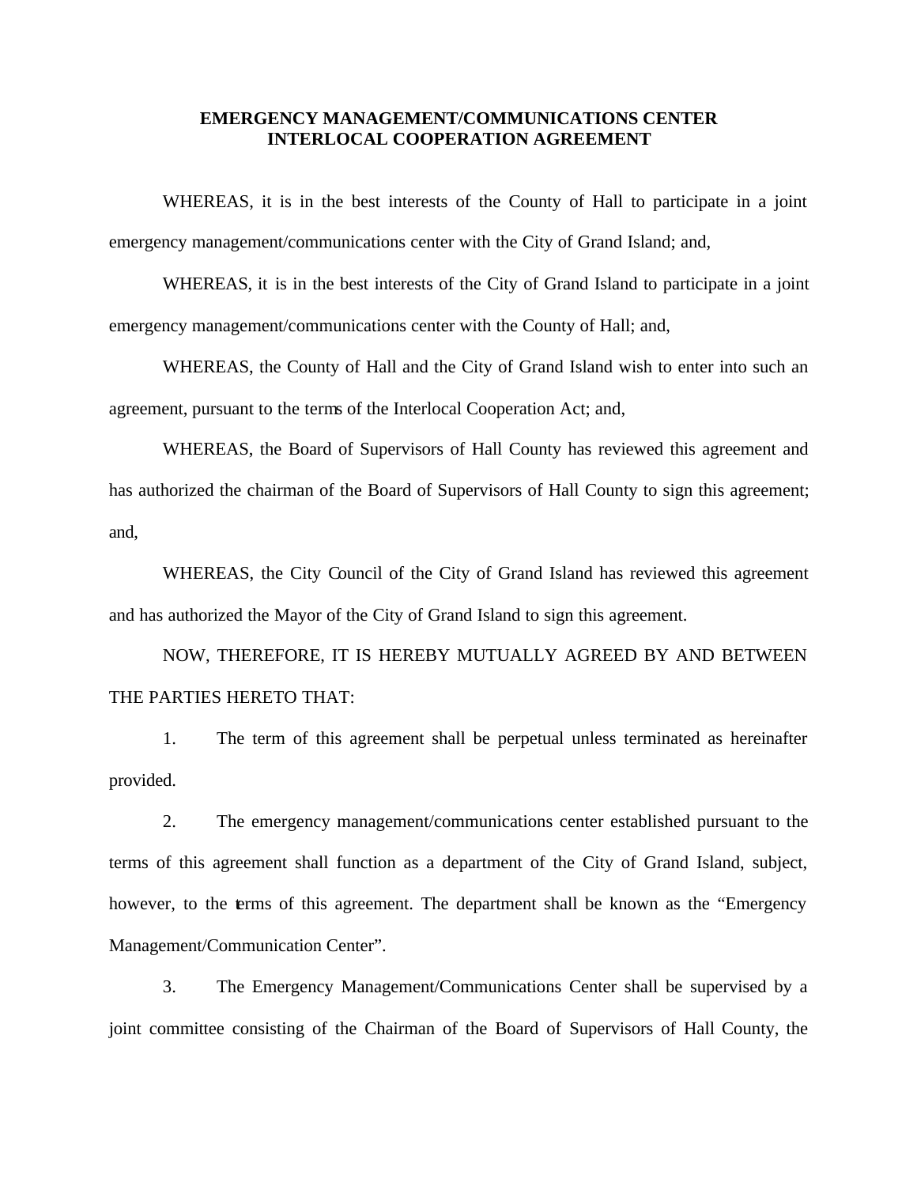**EMERGENCY MANAGEMENT/COMMUNICATIONS CENTER INTERLOCAL COOPERATION AGREEMENT**

WHEREAS, it is in the best interests of the County of Hall to participate in a joint emergency management/communications center with the City of Grand Island; and,

WHEREAS, it is in the best interests of the City of Grand Island to participate in a joint emergency management/communications center with the County of Hall; and,

WHEREAS, the County of Hall and the City of Grand Island wish to enter into such an agreement, pursuant to the terms of the Interlocal Cooperation Act; and,

WHEREAS, the Board of Supervisors of Hall County has reviewed this agreement and has authorized the chairman of the Board of Supervisors of Hall County to sign this agreement; and,

WHEREAS, the City Council of the City of Grand Island has reviewed this agreement and has authorized the Mayor of the City of Grand Island to sign this agreement.

NOW, THEREFORE, IT IS HEREBY MUTUALLY AGREED BY AND BETWEEN THE PARTIES HERETO THAT:

1. The term of this agreement shall be perpetual unless terminated as hereinafter provided.

2. The emergency management/communications center established pursuant to the terms of this agreement shall function as a department of the City of Grand Island, subject, however, to the terms of this agreement. The department shall be known as the "Emergency Management/Communication Center".

3. The Emergency Management/Communications Center shall be supervised by a joint committee consisting of the Chairman of the Board of Supervisors of Hall County, the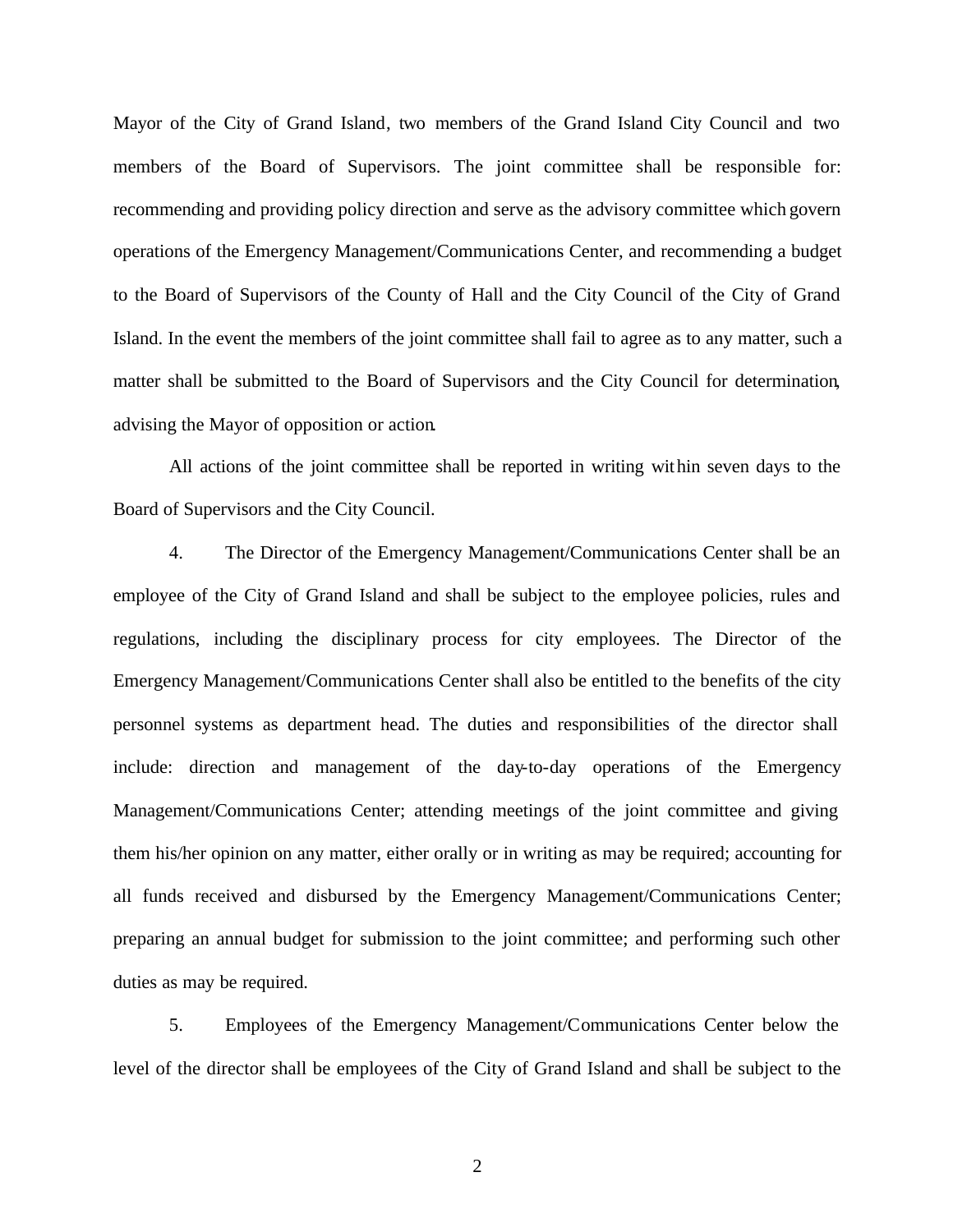Mayor of the City of Grand Island, two members of the Grand Island City Council and two members of the Board of Supervisors. The joint committee shall be responsible for: recommending and providing policy direction and serve as the advisory committee which govern operations of the Emergency Management/Communications Center, and recommending a budget to the Board of Supervisors of the County of Hall and the City Council of the City of Grand Island. In the event the members of the joint committee shall fail to agree as to any matter, such a matter shall be submitted to the Board of Supervisors and the City Council for determination, advising the Mayor of opposition or action.

All actions of the joint committee shall be reported in writing within seven days to the Board of Supervisors and the City Council.

4. The Director of the Emergency Management/Communications Center shall be an employee of the City of Grand Island and shall be subject to the employee policies, rules and regulations, including the disciplinary process for city employees. The Director of the Emergency Management/Communications Center shall also be entitled to the benefits of the city personnel systems as department head. The duties and responsibilities of the director shall include: direction and management of the day-to-day operations of the Emergency Management/Communications Center; attending meetings of the joint committee and giving them his/her opinion on any matter, either orally or in writing as may be required; accounting for all funds received and disbursed by the Emergency Management/Communications Center; preparing an annual budget for submission to the joint committee; and performing such other duties as may be required.

5. Employees of the Emergency Management/Communications Center below the level of the director shall be employees of the City of Grand Island and shall be subject to the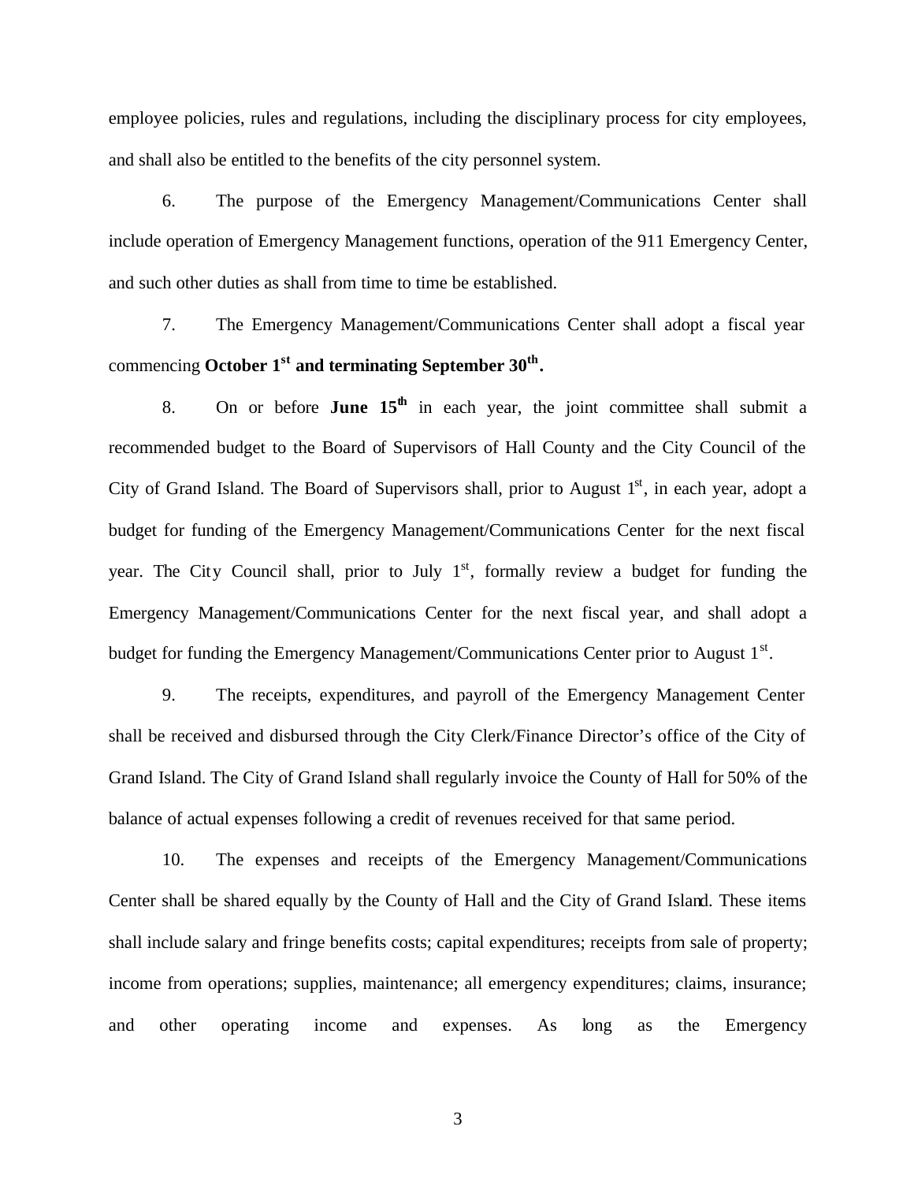employee policies, rules and regulations, including the disciplinary process for city employees, and shall also be entitled to the benefits of the city personnel system.

6. The purpose of the Emergency Management/Communications Center shall include operation of Emergency Management functions, operation of the 911 Emergency Center, and such other duties as shall from time to time be established.

7. The Emergency Management/Communications Center shall adopt a fiscal year commencing **October 1st and terminating September 30th.**

8. On or before **June 15th** in each year, the joint committee shall submit a recommended budget to the Board of Supervisors of Hall County and the City Council of the City of Grand Island. The Board of Supervisors shall, prior to August 1st, in each year, adopt a budget for funding of the Emergency Management/Communications Center for the next fiscal year. The City Council shall, prior to July 1st, formally review a budget for funding the Emergency Management/Communications Center for the next fiscal year, and shall adopt a budget for funding the Emergency Management/Communications Center prior to August 1st.

9. The receipts, expenditures, and payroll of the Emergency Management Center shall be received and disbursed through the City Clerk/Finance Director's office of the City of Grand Island. The City of Grand Island shall regularly invoice the County of Hall for 50% of the balance of actual expenses following a credit of revenues received for that same period.

10. The expenses and receipts of the Emergency Management/Communications Center shall be shared equally by the County of Hall and the City of Grand Island. These items shall include salary and fringe benefits costs; capital expenditures; receipts from sale of property; income from operations; supplies, maintenance; all emergency expenditures; claims, insurance; and other operating income and expenses. As long as the Emergency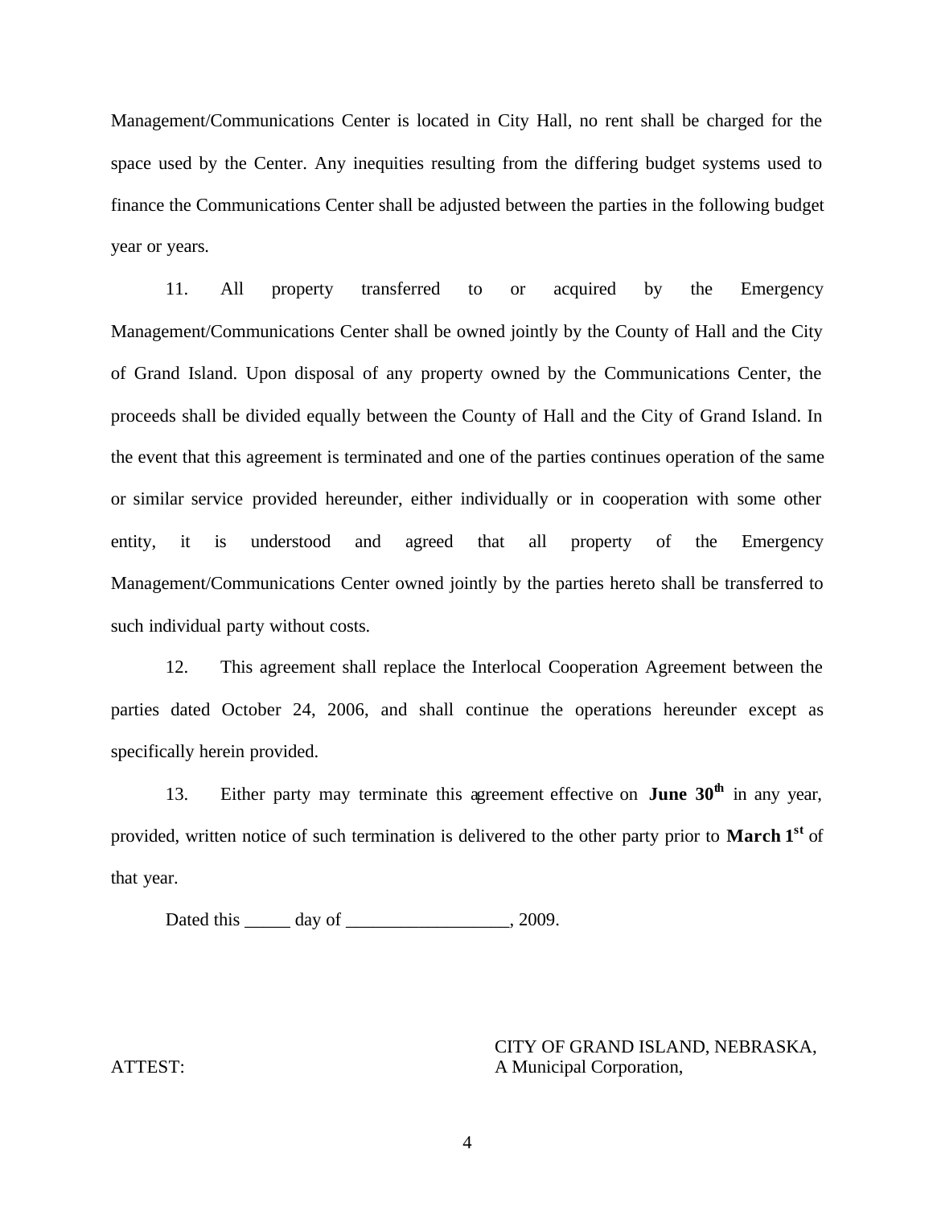Management/Communications Center is located in City Hall, no rent shall be charged for the space used by the Center. Any inequities resulting from the differing budget systems used to finance the Communications Center shall be adjusted between the parties in the following budget year or years.

11. All property transferred to or acquired by the Emergency Management/Communications Center shall be owned jointly by the County of Hall and the City of Grand Island. Upon disposal of any property owned by the Communications Center, the proceeds shall be divided equally between the County of Hall and the City of Grand Island. In the event that this agreement is terminated and one of the parties continues operation of the same or similar service provided hereunder, either individually or in cooperation with some other entity, it is understood and agreed that all property of the Emergency Management/Communications Center owned jointly by the parties hereto shall be transferred to such individual party without costs.

12. This agreement shall replace the Interlocal Cooperation Agreement between the parties dated October 24, 2006, and shall continue the operations hereunder except as specifically herein provided.

13. Either party may terminate this agreement effective on **June 30th** in any year, provided, written notice of such termination is delivered to the other party prior to **March 1st** of that year.

Dated this _____ day of __________________, 2009.

CITY OF GRAND ISLAND, NEBRASKA,
A Municipal Corporation,

ATTEST: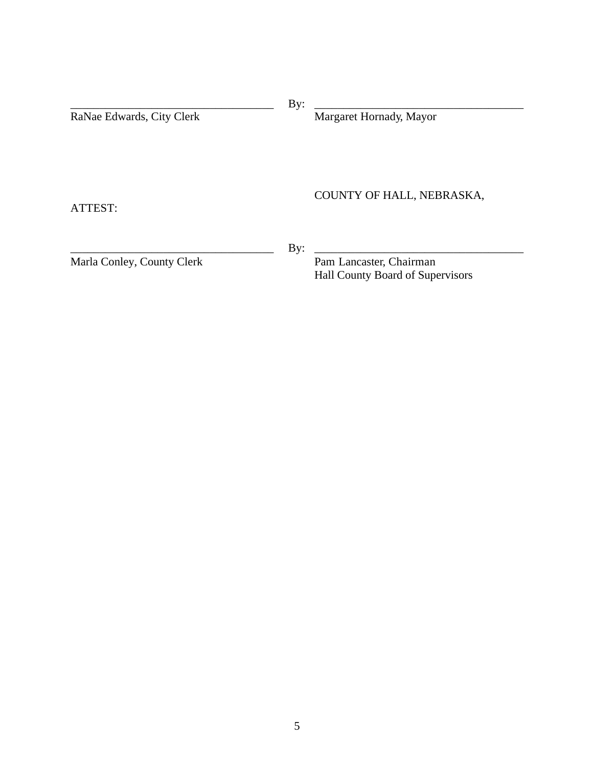\_\_\_\_\_\_\_\_\_\_\_\_\_\_\_\_\_\_\_\_\_\_\_\_\_\_\_\_\_\_\_\_\_\_\_ By: \_\_\_\_\_\_\_\_\_\_\_\_\_\_\_\_\_\_\_\_\_\_\_\_\_\_\_\_\_\_\_\_\_\_\_\_
RaNae Edwards, City Clerk Margaret Hornady, Mayor

COUNTY OF HALL, NEBRASKA,

ATTEST:

\_\_\_\_\_\_\_\_\_\_\_\_\_\_\_\_\_\_\_\_\_\_\_\_\_\_\_\_\_\_\_\_\_\_\_ By: \_\_\_\_\_\_\_\_\_\_\_\_\_\_\_\_\_\_\_\_\_\_\_\_\_\_\_\_\_\_\_\_\_\_\_\_
Marla Conley, County Clerk Pam Lancaster, Chairman
Hall County Board of Supervisors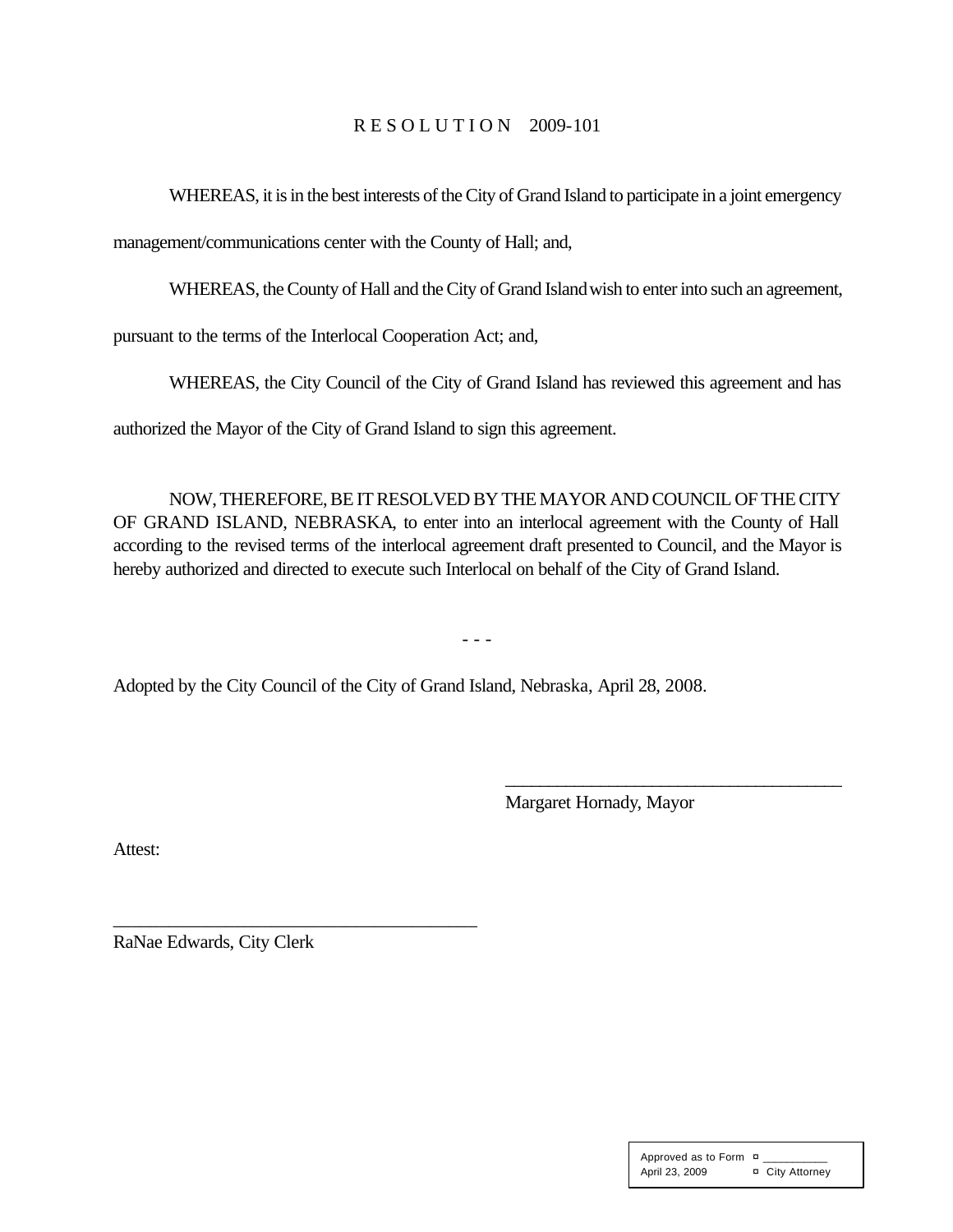# R E S O L U T I O N 2009-101

WHEREAS, it is in the best interests of the City of Grand Island to participate in a joint emergency management/communications center with the County of Hall; and,

WHEREAS, the County of Hall and the City of Grand Island wish to enter into such an agreement, pursuant to the terms of the Interlocal Cooperation Act; and,

WHEREAS, the City Council of the City of Grand Island has reviewed this agreement and has authorized the Mayor of the City of Grand Island to sign this agreement.

NOW, THEREFORE, BE IT RESOLVED BY THE MAYOR AND COUNCIL OF THE CITY OF GRAND ISLAND, NEBRASKA, to enter into an interlocal agreement with the County of Hall according to the revised terms of the interlocal agreement draft presented to Council, and the Mayor is hereby authorized and directed to execute such Interlocal on behalf of the City of Grand Island.

- - -

Adopted by the City Council of the City of Grand Island, Nebraska, April 28, 2008.

_____________________________________
Margaret Hornady, Mayor

Attest:

_____________________________________
RaNae Edwards, City Clerk

| | |
|---|---|
| Approved as to Form | ¤ __________ |
| April 23, 2009 | ¤ City Attorney |